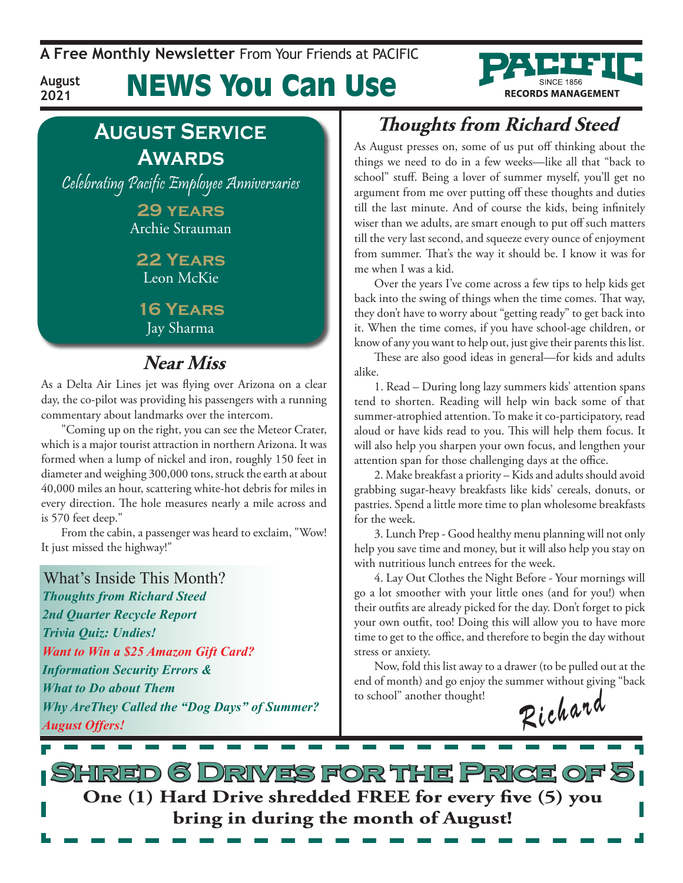A Free Monthly Newsletter From Your Friends at PACIFIC

August 2021

# NEWS You Can Use

PACIFIC SINCE 1856 RECORDS MANAGEMENT

## August Service Awards

*Celebrating Pacific Employee Anniversaries*

**29 years**
Archie Strauman

**22 Years**
Leon McKie

**16 Years**
Jay Sharma

## Near Miss

As a Delta Air Lines jet was flying over Arizona on a clear day, the co-pilot was providing his passengers with a running commentary about landmarks over the intercom.

"Coming up on the right, you can see the Meteor Crater, which is a major tourist attraction in northern Arizona. It was formed when a lump of nickel and iron, roughly 150 feet in diameter and weighing 300,000 tons, struck the earth at about 40,000 miles an hour, scattering white-hot debris for miles in every direction. The hole measures nearly a mile across and is 570 feet deep."

From the cabin, a passenger was heard to exclaim, "Wow! It just missed the highway!"

### What's Inside This Month?

*Thoughts from Richard Steed*
*2nd Quarter Recycle Report*
*Trivia Quiz: Undies!*
*Want to Win a $25 Amazon Gift Card?*
*Information Security Errors & What to Do about Them*
*Why AreThey Called the "Dog Days" of Summer?*
*August Offers!*

## Thoughts from Richard Steed

As August presses on, some of us put off thinking about the things we need to do in a few weeks—like all that "back to school" stuff. Being a lover of summer myself, you'll get no argument from me over putting off these thoughts and duties till the last minute. And of course the kids, being infinitely wiser than we adults, are smart enough to put off such matters till the very last second, and squeeze every ounce of enjoyment from summer. That's the way it should be. I know it was for me when I was a kid.

Over the years I've come across a few tips to help kids get back into the swing of things when the time comes. That way, they don't have to worry about "getting ready" to get back into it. When the time comes, if you have school-age children, or know of any you want to help out, just give their parents this list.

These are also good ideas in general—for kids and adults alike.

1. Read – During long lazy summers kids' attention spans tend to shorten. Reading will help win back some of that summer-atrophied attention. To make it co-participatory, read aloud or have kids read to you. This will help them focus. It will also help you sharpen your own focus, and lengthen your attention span for those challenging days at the office.

2. Make breakfast a priority – Kids and adults should avoid grabbing sugar-heavy breakfasts like kids' cereals, donuts, or pastries. Spend a little more time to plan wholesome breakfasts for the week.

3. Lunch Prep - Good healthy menu planning will not only help you save time and money, but it will also help you stay on with nutritious lunch entrees for the week.

4. Lay Out Clothes the Night Before - Your mornings will go a lot smoother with your little ones (and for you!) when their outfits are already picked for the day. Don't forget to pick your own outfit, too! Doing this will allow you to have more time to get to the office, and therefore to begin the day without stress or anxiety.

Now, fold this list away to a drawer (to be pulled out at the end of month) and go enjoy the summer without giving "back to school" another thought!

*Richard*

## Shred 6 Drives for the Price of 5

**One (1) Hard Drive shredded FREE for every five (5) you bring in during the month of August!**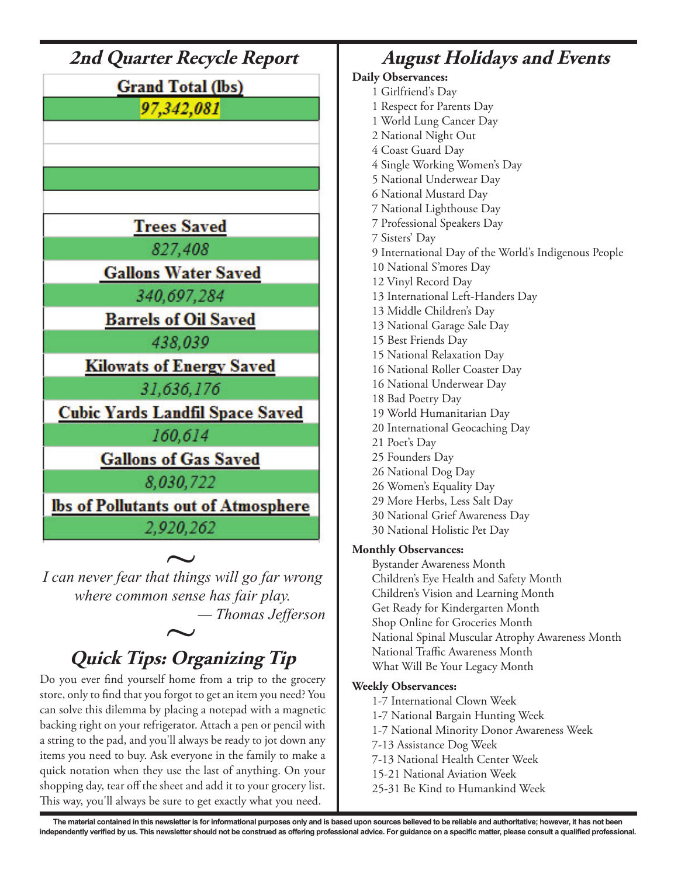## 2nd Quarter Recycle Report

| Grand Total (lbs) |
| --- |
| 97,342,081 |
| |
| |
| |
| |
| **Trees Saved** |
| 827,408 |
| **Gallons Water Saved** |
| 340,697,284 |
| **Barrels of Oil Saved** |
| 438,039 |
| **Kilowats of Energy Saved** |
| 31,636,176 |
| **Cubic Yards Landfil Space Saved** |
| 160,614 |
| **Gallons of Gas Saved** |
| 8,030,722 |
| **lbs of Pollutants out of Atmosphere** |
| 2,920,262 |

~

*I can never fear that things will go far wrong where common sense has fair play.*

*— Thomas Jefferson*

~

## Quick Tips: Organizing Tip

Do you ever find yourself home from a trip to the grocery store, only to find that you forgot to get an item you need? You can solve this dilemma by placing a notepad with a magnetic backing right on your refrigerator. Attach a pen or pencil with a string to the pad, and you'll always be ready to jot down any items you need to buy. Ask everyone in the family to make a quick notation when they use the last of anything. On your shopping day, tear off the sheet and add it to your grocery list. This way, you'll always be sure to get exactly what you need.

## August Holidays and Events

**Daily Observances:**

1 Girlfriend's Day
1 Respect for Parents Day
1 World Lung Cancer Day
2 National Night Out
4 Coast Guard Day
4 Single Working Women's Day
5 National Underwear Day
6 National Mustard Day
7 National Lighthouse Day
7 Professional Speakers Day
7 Sisters' Day
9 International Day of the World's Indigenous People
10 National S'mores Day
12 Vinyl Record Day
13 International Left-Handers Day
13 Middle Children's Day
13 National Garage Sale Day
15 Best Friends Day
15 National Relaxation Day
16 National Roller Coaster Day
16 National Underwear Day
18 Bad Poetry Day
19 World Humanitarian Day
20 International Geocaching Day
21 Poet's Day
25 Founders Day
26 National Dog Day
26 Women's Equality Day
29 More Herbs, Less Salt Day
30 National Grief Awareness Day
30 National Holistic Pet Day

**Monthly Observances:**

Bystander Awareness Month
Children's Eye Health and Safety Month
Children's Vision and Learning Month
Get Ready for Kindergarten Month
Shop Online for Groceries Month
National Spinal Muscular Atrophy Awareness Month
National Traffic Awareness Month
What Will Be Your Legacy Month

**Weekly Observances:**

1-7 International Clown Week
1-7 National Bargain Hunting Week
1-7 National Minority Donor Awareness Week
7-13 Assistance Dog Week
7-13 National Health Center Week
15-21 National Aviation Week
25-31 Be Kind to Humankind Week

**The material contained in this newsletter is for informational purposes only and is based upon sources believed to be reliable and authoritative; however, it has not been independently verified by us. This newsletter should not be construed as offering professional advice. For guidance on a specific matter, please consult a qualified professional.**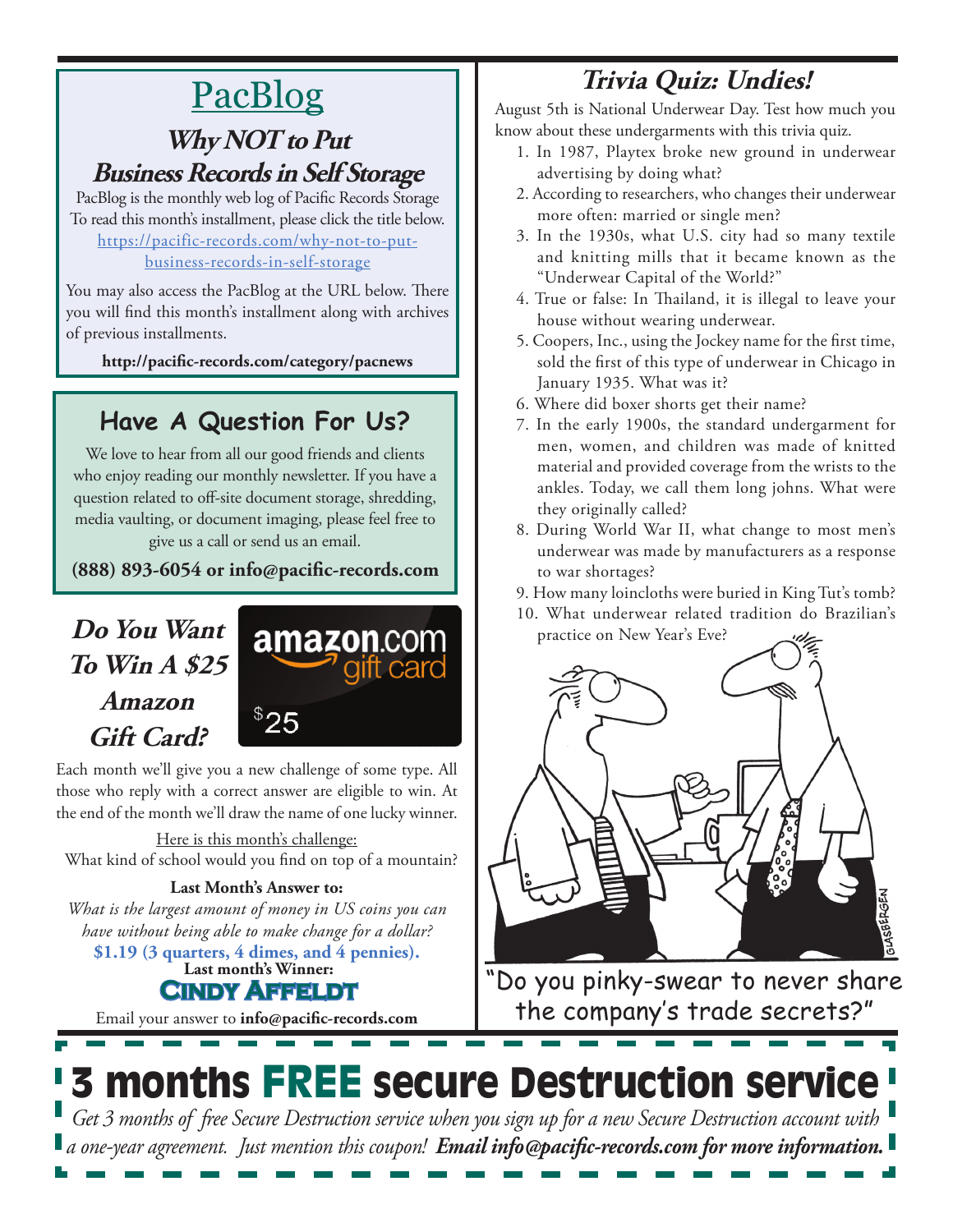# PacBlog

## Why NOT to Put Business Records in Self Storage

PacBlog is the monthly web log of Pacific Records Storage
To read this month's installment, please click the title below.
https://pacific-records.com/why-not-to-put-business-records-in-self-storage

You may also access the PacBlog at the URL below. There you will find this month's installment along with archives of previous installments.

**http://pacific-records.com/category/pacnews**

## Have A Question For Us?

We love to hear from all our good friends and clients who enjoy reading our monthly newsletter. If you have a question related to off-site document storage, shredding, media vaulting, or document imaging, please feel free to give us a call or send us an email.

**(888) 893-6054 or info@pacific-records.com**

## *Do You Want To Win A $25 Amazon Gift Card?*

amazon.com gift card $25

Each month we'll give you a new challenge of some type. All those who reply with a correct answer are eligible to win. At the end of the month we'll draw the name of one lucky winner.

Here is this month's challenge:
What kind of school would you find on top of a mountain?

**Last Month's Answer to:**
*What is the largest amount of money in US coins you can have without being able to make change for a dollar?*
**$1.19 (3 quarters, 4 dimes, and 4 pennies).**

**Last month's Winner:**
**Cindy Affeldt**

Email your answer to **info@pacific-records.com**

## *Trivia Quiz: Undies!*

August 5th is National Underwear Day. Test how much you know about these undergarments with this trivia quiz.

1. In 1987, Playtex broke new ground in underwear advertising by doing what?
2. According to researchers, who changes their underwear more often: married or single men?
3. In the 1930s, what U.S. city had so many textile and knitting mills that it became known as the "Underwear Capital of the World?"
4. True or false: In Thailand, it is illegal to leave your house without wearing underwear.
5. Coopers, Inc., using the Jockey name for the first time, sold the first of this type of underwear in Chicago in January 1935. What was it?
6. Where did boxer shorts get their name?
7. In the early 1900s, the standard undergarment for men, women, and children was made of knitted material and provided coverage from the wrists to the ankles. Today, we call them long johns. What were they originally called?
8. During World War II, what change to most men's underwear was made by manufacturers as a response to war shortages?
9. How many loincloths were buried in King Tut's tomb?
10. What underwear related tradition do Brazilian's practice on New Year's Eve?

"Do you pinky-swear to never share the company's trade secrets?"

# 3 months FREE secure Destruction service

*Get 3 months of free Secure Destruction service when you sign up for a new Secure Destruction account with a one-year agreement. Just mention this coupon!* ***Email info@pacific-records.com for more information.***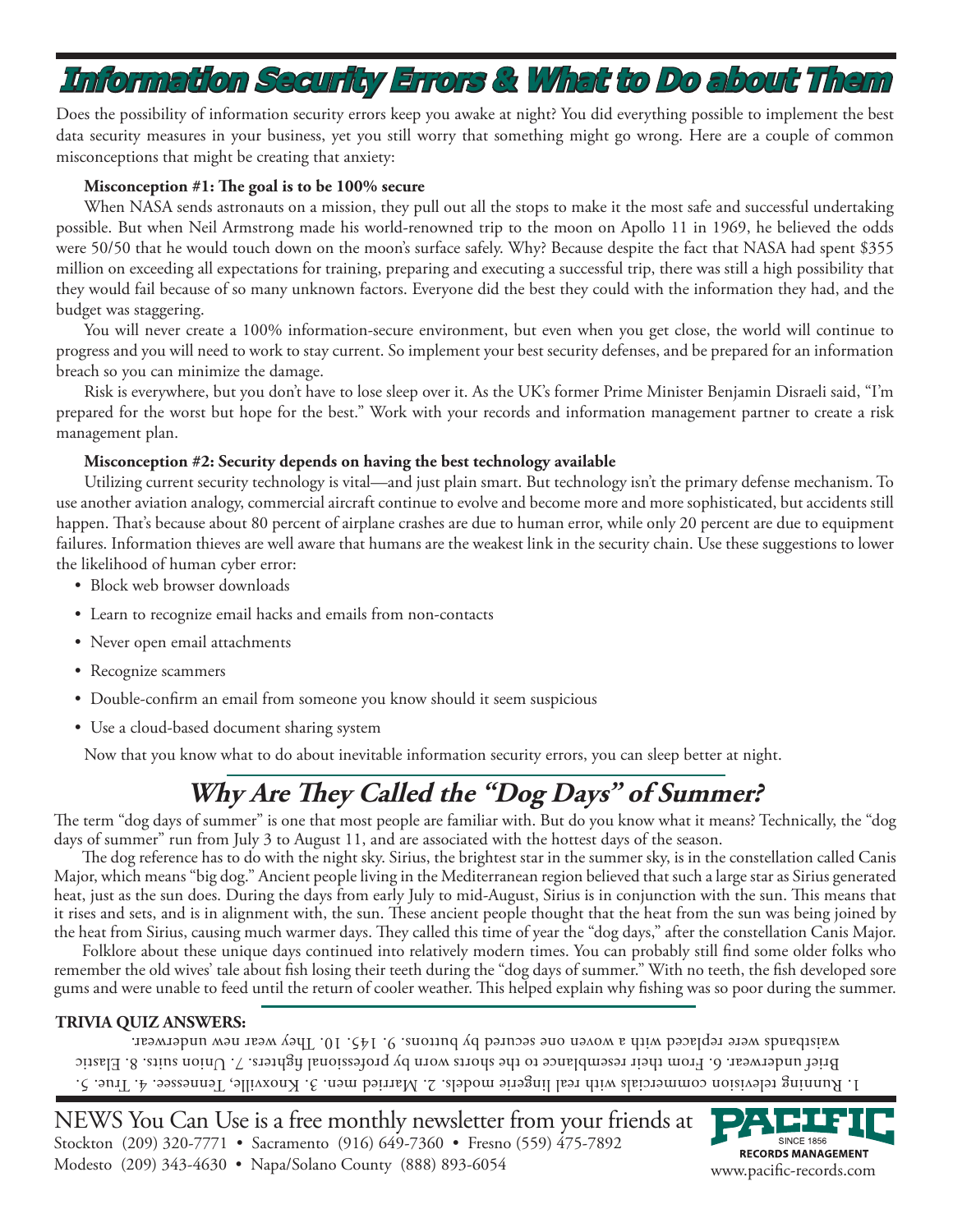# Information Security Errors & What to Do about Them

Does the possibility of information security errors keep you awake at night? You did everything possible to implement the best data security measures in your business, yet you still worry that something might go wrong. Here are a couple of common misconceptions that might be creating that anxiety:

**Misconception #1: The goal is to be 100% secure**

When NASA sends astronauts on a mission, they pull out all the stops to make it the most safe and successful undertaking possible. But when Neil Armstrong made his world-renowned trip to the moon on Apollo 11 in 1969, he believed the odds were 50/50 that he would touch down on the moon's surface safely. Why? Because despite the fact that NASA had spent $355 million on exceeding all expectations for training, preparing and executing a successful trip, there was still a high possibility that they would fail because of so many unknown factors. Everyone did the best they could with the information they had, and the budget was staggering.

You will never create a 100% information-secure environment, but even when you get close, the world will continue to progress and you will need to work to stay current. So implement your best security defenses, and be prepared for an information breach so you can minimize the damage.

Risk is everywhere, but you don't have to lose sleep over it. As the UK's former Prime Minister Benjamin Disraeli said, "I'm prepared for the worst but hope for the best." Work with your records and information management partner to create a risk management plan.

**Misconception #2: Security depends on having the best technology available**

Utilizing current security technology is vital—and just plain smart. But technology isn't the primary defense mechanism. To use another aviation analogy, commercial aircraft continue to evolve and become more and more sophisticated, but accidents still happen. That's because about 80 percent of airplane crashes are due to human error, while only 20 percent are due to equipment failures. Information thieves are well aware that humans are the weakest link in the security chain. Use these suggestions to lower the likelihood of human cyber error:

- Block web browser downloads
- Learn to recognize email hacks and emails from non-contacts
- Never open email attachments
- Recognize scammers
- Double-confirm an email from someone you know should it seem suspicious
- Use a cloud-based document sharing system

Now that you know what to do about inevitable information security errors, you can sleep better at night.

# Why Are They Called the "Dog Days" of Summer?

The term "dog days of summer" is one that most people are familiar with. But do you know what it means? Technically, the "dog days of summer" run from July 3 to August 11, and are associated with the hottest days of the season.

The dog reference has to do with the night sky. Sirius, the brightest star in the summer sky, is in the constellation called Canis Major, which means "big dog." Ancient people living in the Mediterranean region believed that such a large star as Sirius generated heat, just as the sun does. During the days from early July to mid-August, Sirius is in conjunction with the sun. This means that it rises and sets, and is in alignment with, the sun. These ancient people thought that the heat from the sun was being joined by the heat from Sirius, causing much warmer days. They called this time of year the "dog days," after the constellation Canis Major.

Folklore about these unique days continued into relatively modern times. You can probably still find some older folks who remember the old wives' tale about fish losing their teeth during the "dog days of summer." With no teeth, the fish developed sore gums and were unable to feed until the return of cooler weather. This helped explain why fishing was so poor during the summer.

**TRIVIA QUIZ ANSWERS:**

1. Running television commercials with real lingerie models. 2. Married men. 3. Knoxville, Tennessee. 4. True. 5. Brief underwear. 6. From their resemblance to the shorts worn by professional fighters. 7. Union suits. 8. Elastic waistbands were replaced with a woven one secured by buttons. 9. 145. 10. They wear new underwear.

NEWS You Can Use is a free monthly newsletter from your friends at

Stockton (209) 320-7771 • Sacramento (916) 649-7360 • Fresno (559) 475-7892
Modesto (209) 343-4630 • Napa/Solano County (888) 893-6054

PACIFIC SINCE 1856 RECORDS MANAGEMENT
www.pacific-records.com